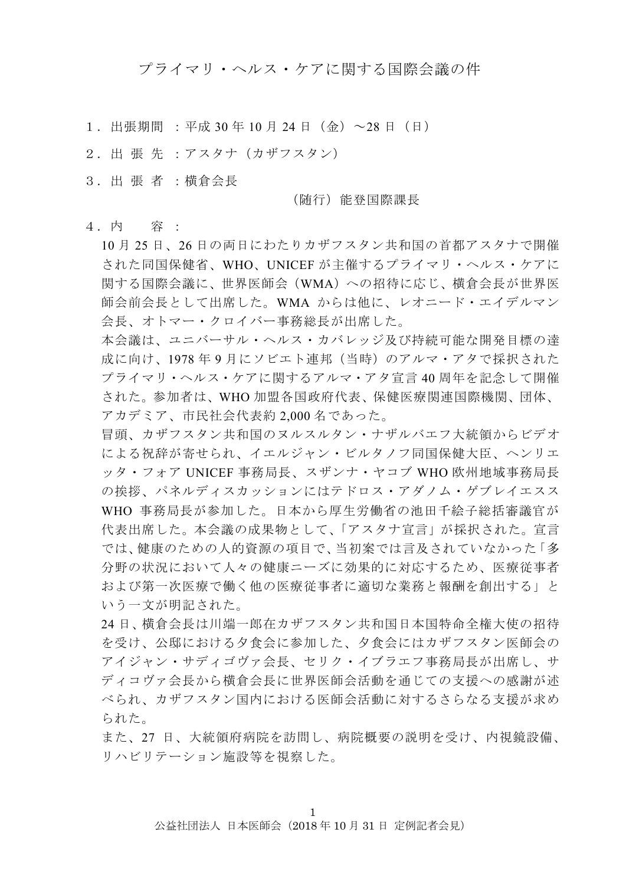# プライマリ・ヘルス・ケアに関する国際会議の件

１．出張期間 ：平成 30 年 10 月 24 日（金）～28 日（日）

２．出 張 先 ：アスタナ（カザフスタン）

３．出 張 者 ：横倉会長

（随行）能登国際課長

４．内　　容 ：

10 月 25 日、26 日の両日にわたりカザフスタン共和国の首都アスタナで開催された同国保健省、WHO、UNICEF が主催するプライマリ・ヘルス・ケアに関する国際会議に、世界医師会（WMA）への招待に応じ、横倉会長が世界医師会前会長として出席した。WMA からは他に、レオニード・エイデルマン会長、オトマー・クロイバー事務総長が出席した。

本会議は、ユニバーサル・ヘルス・カバレッジ及び持続可能な開発目標の達成に向け、1978 年 9 月にソビエト連邦（当時）のアルマ・アタで採択されたプライマリ・ヘルス・ケアに関するアルマ・アタ宣言 40 周年を記念して開催された。参加者は、WHO 加盟各国政府代表、保健医療関連国際機関、団体、アカデミア、市民社会代表約 2,000 名であった。

冒頭、カザフスタン共和国のヌルスルタン・ナザルバエフ大統領からビデオによる祝辞が寄せられ、イエルジャン・ビルタノフ同国保健大臣、ヘンリエッタ・フォア UNICEF 事務局長、スザンナ・ヤコブ WHO 欧州地域事務局長の挨拶、パネルディスカッションにはテドロス・アダノム・ゲブレイエスス WHO 事務局長が参加した。日本から厚生労働省の池田千絵子総括審議官が代表出席した。本会議の成果物として、「アスタナ宣言」が採択された。宣言では、健康のための人的資源の項目で、当初案では言及されていなかった「多分野の状況において人々の健康ニーズに効果的に対応するため、医療従事者および第一次医療で働く他の医療従事者に適切な業務と報酬を創出する」という一文が明記された。

24 日、横倉会長は川端一郎在カザフスタン共和国日本国特命全権大使の招待を受け、公邸における夕食会に参加した、夕食会にはカザフスタン医師会のアイジャン・サディゴヴァ会長、セリク・イブラエフ事務局長が出席し、サディコヴァ会長から横倉会長に世界医師会活動を通じての支援への感謝が述べられ、カザフスタン国内における医師会活動に対するさらなる支援が求められた。

また、27 日、大統領府病院を訪問し、病院概要の説明を受け、内視鏡設備、リハビリテーション施設等を視察した。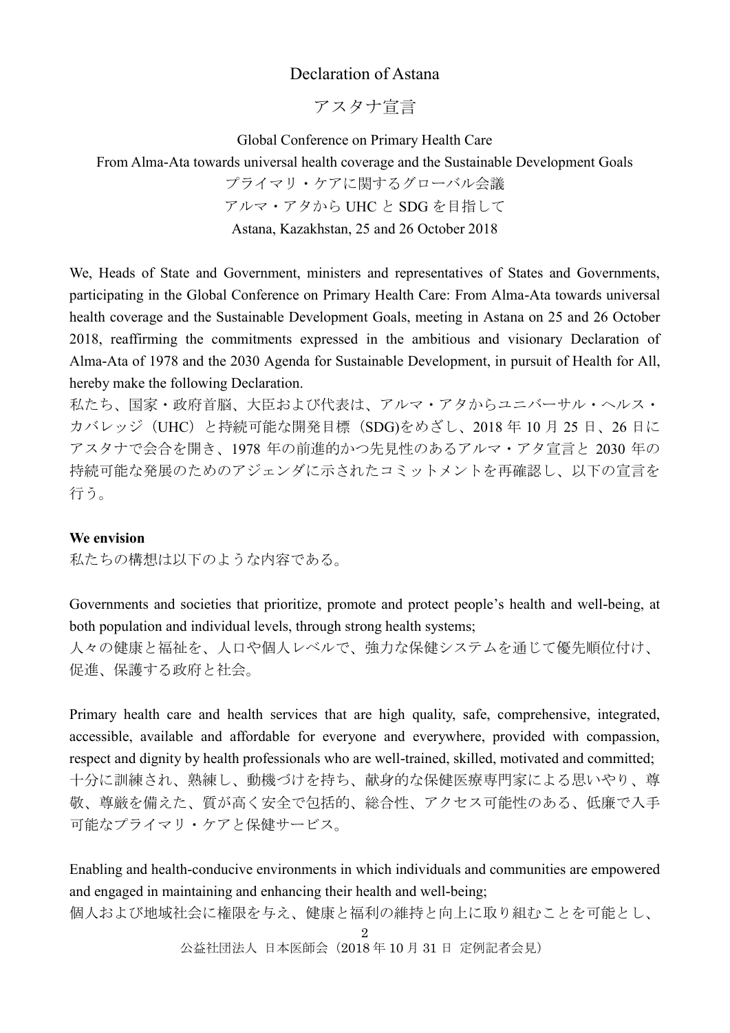# Declaration of Astana

# アスタナ宣言

Global Conference on Primary Health Care

From Alma-Ata towards universal health coverage and the Sustainable Development Goals

プライマリ・ケアに関するグローバル会議

アルマ・アタから UHC と SDG を目指して

Astana, Kazakhstan, 25 and 26 October 2018

We, Heads of State and Government, ministers and representatives of States and Governments, participating in the Global Conference on Primary Health Care: From Alma-Ata towards universal health coverage and the Sustainable Development Goals, meeting in Astana on 25 and 26 October 2018, reaffirming the commitments expressed in the ambitious and visionary Declaration of Alma-Ata of 1978 and the 2030 Agenda for Sustainable Development, in pursuit of Health for All, hereby make the following Declaration.

私たち、国家・政府首脳、大臣および代表は、アルマ・アタからユニバーサル・ヘルス・カバレッジ（UHC）と持続可能な開発目標（SDG)をめざし、2018 年 10 月 25 日、26 日にアスタナで会合を開き、1978 年の前進的かつ先見性のあるアルマ・アタ宣言と 2030 年の持続可能な発展のためのアジェンダに示されたコミットメントを再確認し、以下の宣言を行う。

**We envision**

私たちの構想は以下のような内容である。

Governments and societies that prioritize, promote and protect people's health and well-being, at both population and individual levels, through strong health systems;

人々の健康と福祉を、人口や個人レベルで、強力な保健システムを通じて優先順位付け、促進、保護する政府と社会。

Primary health care and health services that are high quality, safe, comprehensive, integrated, accessible, available and affordable for everyone and everywhere, provided with compassion, respect and dignity by health professionals who are well-trained, skilled, motivated and committed;

十分に訓練され、熟練し、動機づけを持ち、献身的な保健医療専門家による思いやり、尊敬、尊厳を備えた、質が高く安全で包括的、総合性、アクセス可能性のある、低廉で入手可能なプライマリ・ケアと保健サービス。

Enabling and health-conducive environments in which individuals and communities are empowered and engaged in maintaining and enhancing their health and well-being;

個人および地域社会に権限を与え、健康と福利の維持と向上に取り組むことを可能とし、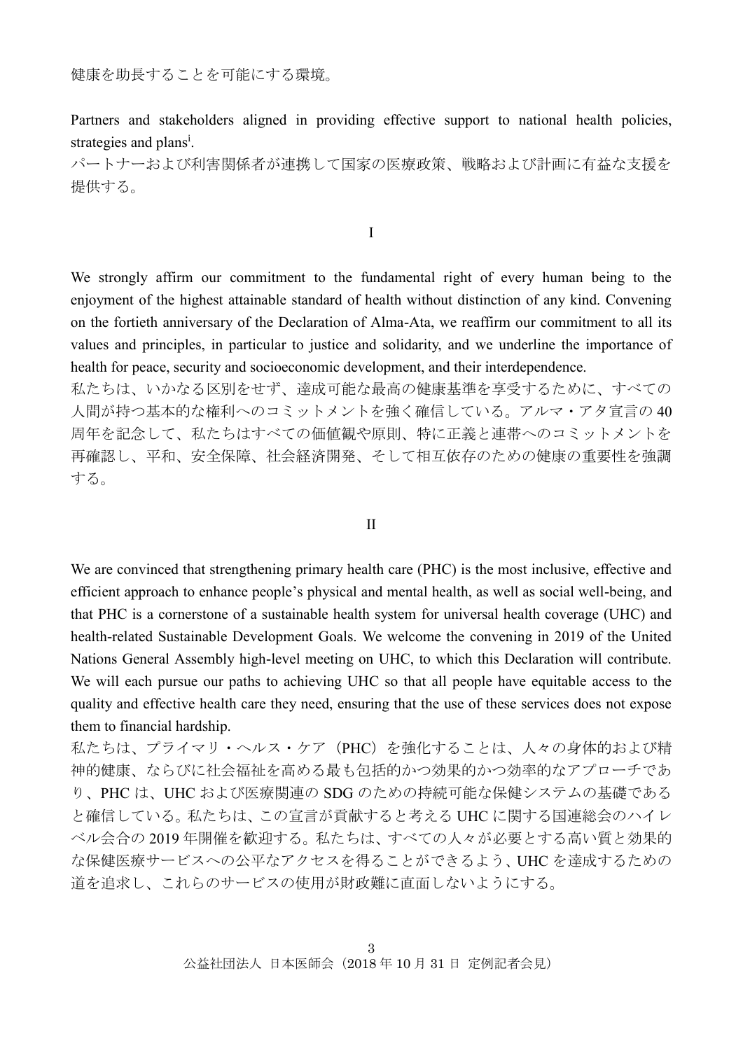健康を助長することを可能にする環境。

Partners and stakeholders aligned in providing effective support to national health policies, strategies and plans[i].
パートナーおよび利害関係者が連携して国家の医療政策、戦略および計画に有益な支援を提供する。

## I

We strongly affirm our commitment to the fundamental right of every human being to the enjoyment of the highest attainable standard of health without distinction of any kind. Convening on the fortieth anniversary of the Declaration of Alma-Ata, we reaffirm our commitment to all its values and principles, in particular to justice and solidarity, and we underline the importance of health for peace, security and socioeconomic development, and their interdependence.
私たちは、いかなる区別をせず、達成可能な最高の健康基準を享受するために、すべての人間が持つ基本的な権利へのコミットメントを強く確信している。アルマ・アタ宣言の 40 周年を記念して、私たちはすべての価値観や原則、特に正義と連帯へのコミットメントを再確認し、平和、安全保障、社会経済開発、そして相互依存のための健康の重要性を強調する。

## II

We are convinced that strengthening primary health care (PHC) is the most inclusive, effective and efficient approach to enhance people's physical and mental health, as well as social well-being, and that PHC is a cornerstone of a sustainable health system for universal health coverage (UHC) and health-related Sustainable Development Goals. We welcome the convening in 2019 of the United Nations General Assembly high-level meeting on UHC, to which this Declaration will contribute. We will each pursue our paths to achieving UHC so that all people have equitable access to the quality and effective health care they need, ensuring that the use of these services does not expose them to financial hardship.
私たちは、プライマリ・ヘルス・ケア（PHC）を強化することは、人々の身体的および精神的健康、ならびに社会福祉を高める最も包括的かつ効果的かつ効率的なアプローチであり、PHC は、UHC および医療関連の SDG のための持続可能な保健システムの基礎であると確信している。私たちは、この宣言が貢献すると考える UHC に関する国連総会のハイレベル会合の 2019 年開催を歓迎する。私たちは、すべての人々が必要とする高い質と効果的な保健医療サービスへの公平なアクセスを得ることができるよう、UHC を達成するための道を追求し、これらのサービスの使用が財政難に直面しないようにする。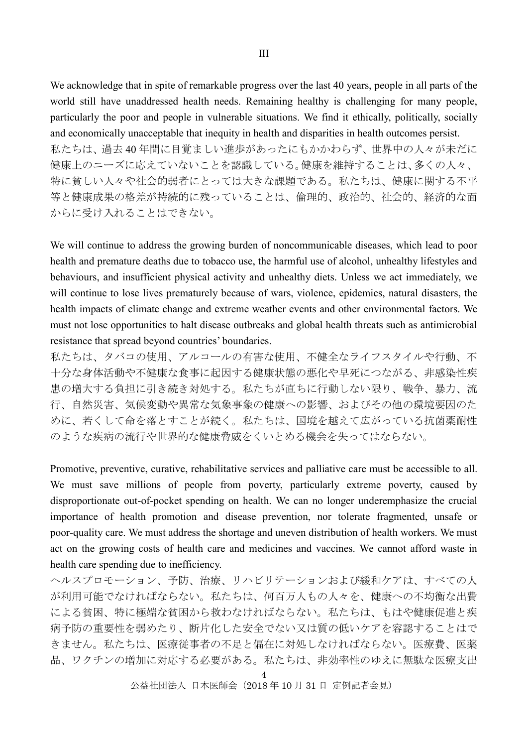# III

We acknowledge that in spite of remarkable progress over the last 40 years, people in all parts of the world still have unaddressed health needs. Remaining healthy is challenging for many people, particularly the poor and people in vulnerable situations. We find it ethically, politically, socially and economically unacceptable that inequity in health and disparities in health outcomes persist.

私たちは、過去 40 年間に目覚ましい進歩があったにもかかわらず、世界中の人々が未だに健康上のニーズに応えていないことを認識している。健康を維持することは、多くの人々、特に貧しい人々や社会的弱者にとっては大きな課題である。私たちは、健康に関する不平等と健康成果の格差が持続的に残っていることは、倫理的、政治的、社会的、経済的な面からに受け入れることはできない。

We will continue to address the growing burden of noncommunicable diseases, which lead to poor health and premature deaths due to tobacco use, the harmful use of alcohol, unhealthy lifestyles and behaviours, and insufficient physical activity and unhealthy diets. Unless we act immediately, we will continue to lose lives prematurely because of wars, violence, epidemics, natural disasters, the health impacts of climate change and extreme weather events and other environmental factors. We must not lose opportunities to halt disease outbreaks and global health threats such as antimicrobial resistance that spread beyond countries' boundaries.

私たちは、タバコの使用、アルコールの有害な使用、不健全なライフスタイルや行動、不十分な身体活動や不健康な食事に起因する健康状態の悪化や早死につながる、非感染性疾患の増大する負担に引き続き対処する。私たちが直ちに行動しない限り、戦争、暴力、流行、自然災害、気候変動や異常な気象事象の健康への影響、およびその他の環境要因のために、若くして命を落とすことが続く。私たちは、国境を越えて広がっている抗菌薬耐性のような疾病の流行や世界的な健康脅威をくいとめる機会を失ってはならない。

Promotive, preventive, curative, rehabilitative services and palliative care must be accessible to all. We must save millions of people from poverty, particularly extreme poverty, caused by disproportionate out-of-pocket spending on health. We can no longer underemphasize the crucial importance of health promotion and disease prevention, nor tolerate fragmented, unsafe or poor-quality care. We must address the shortage and uneven distribution of health workers. We must act on the growing costs of health care and medicines and vaccines. We cannot afford waste in health care spending due to inefficiency.

ヘルスプロモーション、予防、治療、リハビリテーションおよび緩和ケアは、すべての人が利用可能でなければならない。私たちは、何百万人もの人々を、健康への不均衡な出費による貧困、特に極端な貧困から救わなければならない。私たちは、もはや健康促進と疾病予防の重要性を弱めたり、断片化した安全でない又は質の低いケアを容認することはできません。私たちは、医療従事者の不足と偏在に対処しなければならない。医療費、医薬品、ワクチンの増加に対応する必要がある。私たちは、非効率性のゆえに無駄な医療支出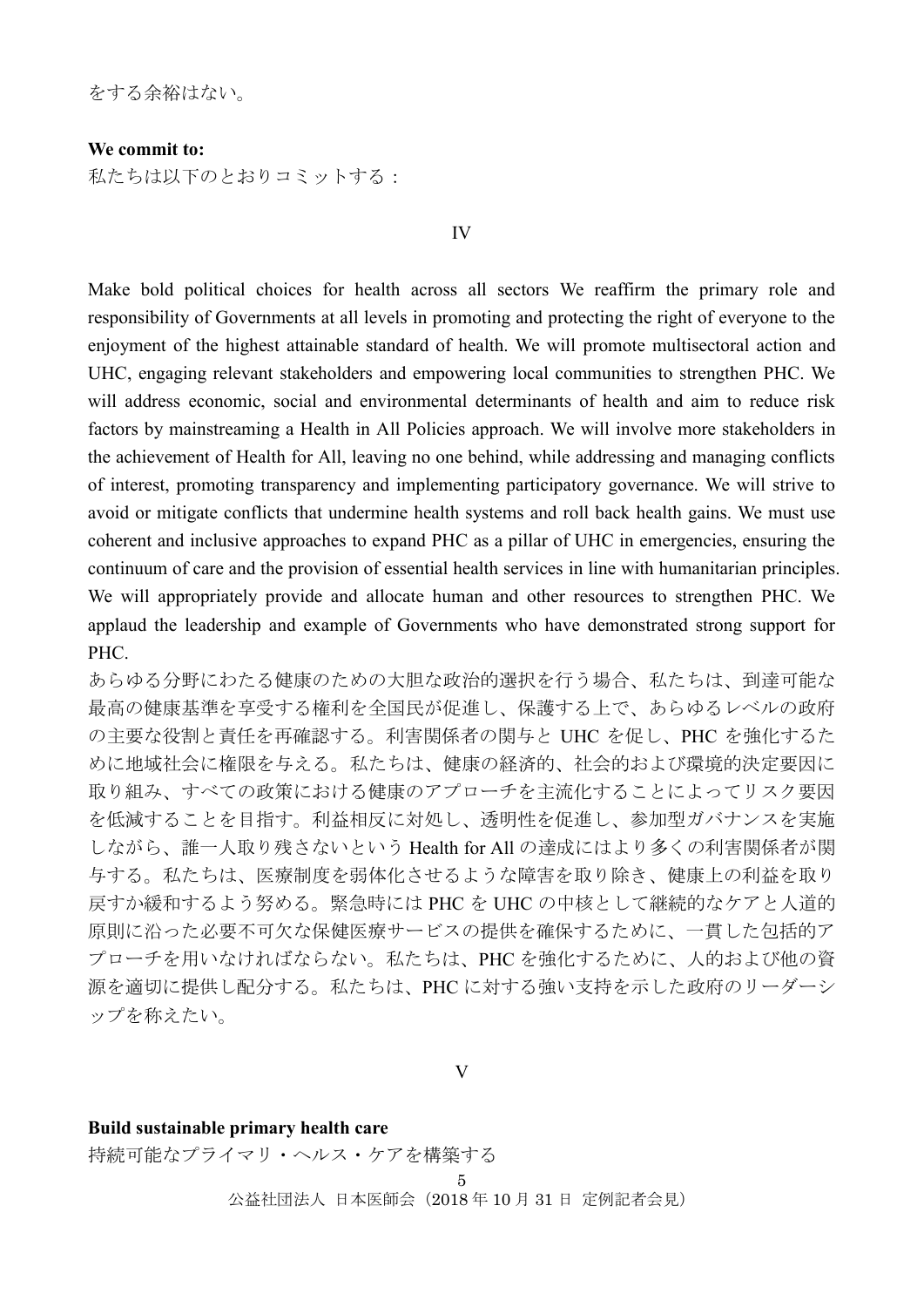をする余裕はない。

**We commit to:**

私たちは以下のとおりコミットする：

IV

Make bold political choices for health across all sectors We reaffirm the primary role and responsibility of Governments at all levels in promoting and protecting the right of everyone to the enjoyment of the highest attainable standard of health. We will promote multisectoral action and UHC, engaging relevant stakeholders and empowering local communities to strengthen PHC. We will address economic, social and environmental determinants of health and aim to reduce risk factors by mainstreaming a Health in All Policies approach. We will involve more stakeholders in the achievement of Health for All, leaving no one behind, while addressing and managing conflicts of interest, promoting transparency and implementing participatory governance. We will strive to avoid or mitigate conflicts that undermine health systems and roll back health gains. We must use coherent and inclusive approaches to expand PHC as a pillar of UHC in emergencies, ensuring the continuum of care and the provision of essential health services in line with humanitarian principles. We will appropriately provide and allocate human and other resources to strengthen PHC. We applaud the leadership and example of Governments who have demonstrated strong support for PHC.

あらゆる分野にわたる健康のための大胆な政治的選択を行う場合、私たちは、到達可能な最高の健康基準を享受する権利を全国民が促進し、保護する上で、あらゆるレベルの政府の主要な役割と責任を再確認する。利害関係者の関与と UHC を促し、PHC を強化するために地域社会に権限を与える。私たちは、健康の経済的、社会的および環境的決定要因に取り組み、すべての政策における健康のアプローチを主流化することによってリスク要因を低減することを目指す。利益相反に対処し、透明性を促進し、参加型ガバナンスを実施しながら、誰一人取り残さないという Health for All の達成にはより多くの利害関係者が関与する。私たちは、医療制度を弱体化させるような障害を取り除き、健康上の利益を取り戻すか緩和するよう努める。緊急時には PHC を UHC の中核として継続的なケアと人道的原則に沿った必要不可欠な保健医療サービスの提供を確保するために、一貫した包括的アプローチを用いなければならない。私たちは、PHC を強化するために、人的および他の資源を適切に提供し配分する。私たちは、PHC に対する強い支持を示した政府のリーダーシップを称えたい。

V

**Build sustainable primary health care**

持続可能なプライマリ・ヘルス・ケアを構築する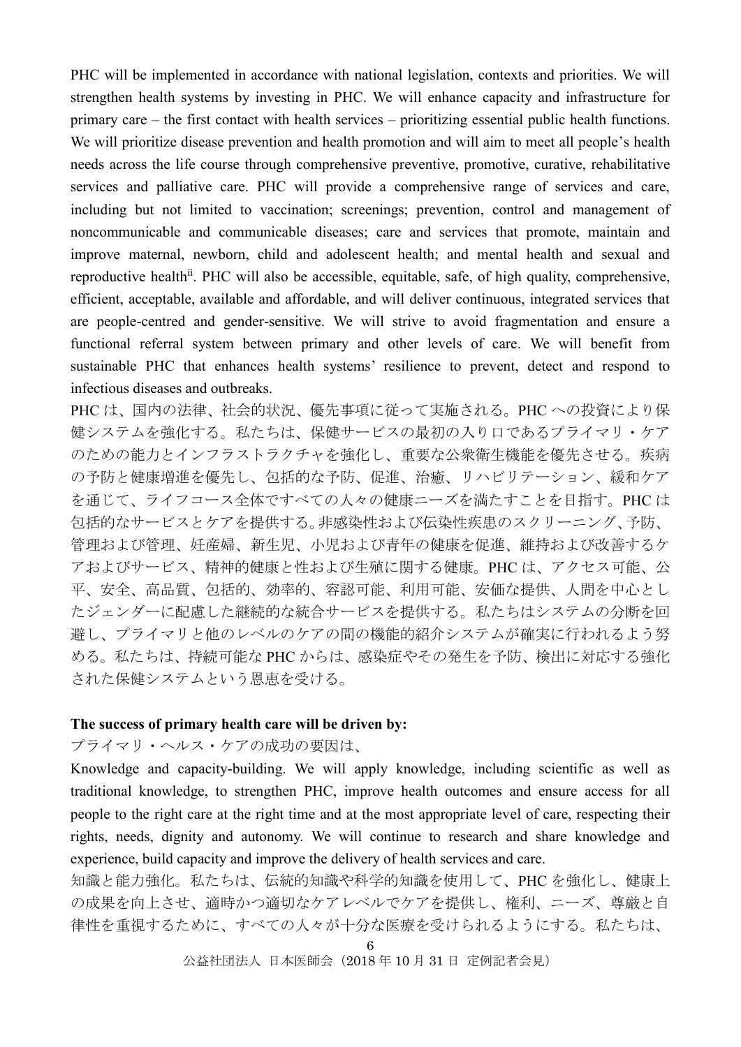PHC will be implemented in accordance with national legislation, contexts and priorities. We will strengthen health systems by investing in PHC. We will enhance capacity and infrastructure for primary care – the first contact with health services – prioritizing essential public health functions. We will prioritize disease prevention and health promotion and will aim to meet all people's health needs across the life course through comprehensive preventive, promotive, curative, rehabilitative services and palliative care. PHC will provide a comprehensive range of services and care, including but not limited to vaccination; screenings; prevention, control and management of noncommunicable and communicable diseases; care and services that promote, maintain and improve maternal, newborn, child and adolescent health; and mental health and sexual and reproductive health[ii]. PHC will also be accessible, equitable, safe, of high quality, comprehensive, efficient, acceptable, available and affordable, and will deliver continuous, integrated services that are people-centred and gender-sensitive. We will strive to avoid fragmentation and ensure a functional referral system between primary and other levels of care. We will benefit from sustainable PHC that enhances health systems' resilience to prevent, detect and respond to infectious diseases and outbreaks.

PHC は、国内の法律、社会的状況、優先事項に従って実施される。PHC への投資により保健システムを強化する。私たちは、保健サービスの最初の入り口であるプライマリ・ケアのための能力とインフラストラクチャを強化し、重要な公衆衛生機能を優先させる。疾病の予防と健康増進を優先し、包括的な予防、促進、治癒、リハビリテーション、緩和ケアを通じて、ライフコース全体ですべての人々の健康ニーズを満たすことを目指す。PHC は包括的なサービスとケアを提供する。非感染性および伝染性疾患のスクリーニング、予防、管理および管理、妊産婦、新生児、小児および青年の健康を促進、維持および改善するケアおよびサービス、精神的健康と性および生殖に関する健康。PHC は、アクセス可能、公平、安全、高品質、包括的、効率的、容認可能、利用可能、安価な提供、人間を中心としたジェンダーに配慮した継続的な統合サービスを提供する。私たちはシステムの分断を回避し、プライマリと他のレベルのケアの間の機能的紹介システムが確実に行われるよう努める。私たちは、持続可能な PHC からは、感染症やその発生を予防、検出に対応する強化された保健システムという恩恵を受ける。

**The success of primary health care will be driven by:**

プライマリ・ヘルス・ケアの成功の要因は、

Knowledge and capacity-building. We will apply knowledge, including scientific as well as traditional knowledge, to strengthen PHC, improve health outcomes and ensure access for all people to the right care at the right time and at the most appropriate level of care, respecting their rights, needs, dignity and autonomy. We will continue to research and share knowledge and experience, build capacity and improve the delivery of health services and care.

知識と能力強化。私たちは、伝統的知識や科学的知識を使用して、PHC を強化し、健康上の成果を向上させ、適時かつ適切なケアレベルでケアを提供し、権利、ニーズ、尊厳と自律性を重視するために、すべての人々が十分な医療を受けられるようにする。私たちは、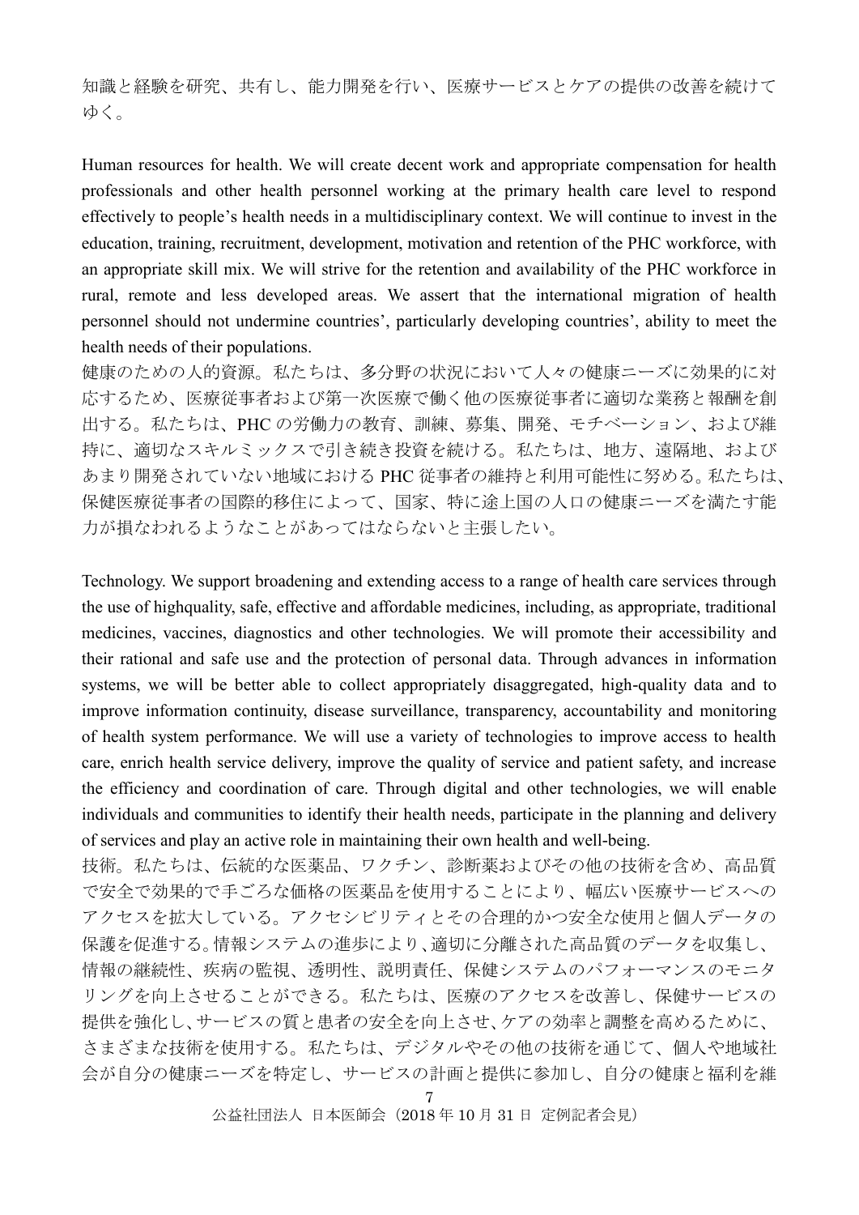知識と経験を研究、共有し、能力開発を行い、医療サービスとケアの提供の改善を続けてゆく。

Human resources for health. We will create decent work and appropriate compensation for health professionals and other health personnel working at the primary health care level to respond effectively to people's health needs in a multidisciplinary context. We will continue to invest in the education, training, recruitment, development, motivation and retention of the PHC workforce, with an appropriate skill mix. We will strive for the retention and availability of the PHC workforce in rural, remote and less developed areas. We assert that the international migration of health personnel should not undermine countries', particularly developing countries', ability to meet the health needs of their populations.

健康のための人的資源。私たちは、多分野の状況において人々の健康ニーズに効果的に対応するため、医療従事者および第一次医療で働く他の医療従事者に適切な業務と報酬を創出する。私たちは、PHC の労働力の教育、訓練、募集、開発、モチベーション、および維持に、適切なスキルミックスで引き続き投資を続ける。私たちは、地方、遠隔地、およびあまり開発されていない地域における PHC 従事者の維持と利用可能性に努める。私たちは、保健医療従事者の国際的移住によって、国家、特に途上国の人口の健康ニーズを満たす能力が損なわれるようなことがあってはならないと主張したい。

Technology. We support broadening and extending access to a range of health care services through the use of highquality, safe, effective and affordable medicines, including, as appropriate, traditional medicines, vaccines, diagnostics and other technologies. We will promote their accessibility and their rational and safe use and the protection of personal data. Through advances in information systems, we will be better able to collect appropriately disaggregated, high-quality data and to improve information continuity, disease surveillance, transparency, accountability and monitoring of health system performance. We will use a variety of technologies to improve access to health care, enrich health service delivery, improve the quality of service and patient safety, and increase the efficiency and coordination of care. Through digital and other technologies, we will enable individuals and communities to identify their health needs, participate in the planning and delivery of services and play an active role in maintaining their own health and well-being.

技術。私たちは、伝統的な医薬品、ワクチン、診断薬およびその他の技術を含め、高品質で安全で効果的で手ごろな価格の医薬品を使用することにより、幅広い医療サービスへのアクセスを拡大している。アクセシビリティとその合理的かつ安全な使用と個人データの保護を促進する。情報システムの進歩により、適切に分離された高品質のデータを収集し、情報の継続性、疾病の監視、透明性、説明責任、保健システムのパフォーマンスのモニタリングを向上させることができる。私たちは、医療のアクセスを改善し、保健サービスの提供を強化し、サービスの質と患者の安全を向上させ、ケアの効率と調整を高めるために、さまざまな技術を使用する。私たちは、デジタルやその他の技術を通じて、個人や地域社会が自分の健康ニーズを特定し、サービスの計画と提供に参加し、自分の健康と福利を維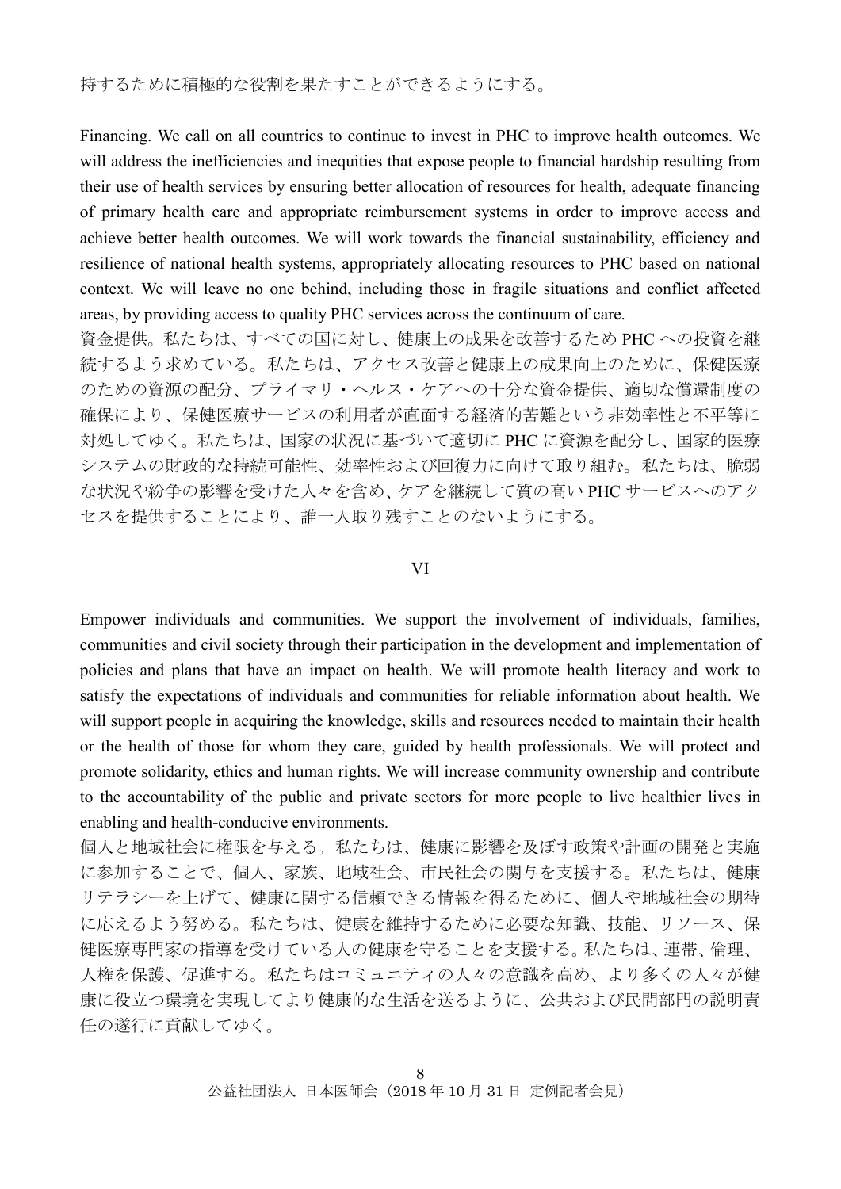持するために積極的な役割を果たすことができるようにする。

Financing. We call on all countries to continue to invest in PHC to improve health outcomes. We will address the inefficiencies and inequities that expose people to financial hardship resulting from their use of health services by ensuring better allocation of resources for health, adequate financing of primary health care and appropriate reimbursement systems in order to improve access and achieve better health outcomes. We will work towards the financial sustainability, efficiency and resilience of national health systems, appropriately allocating resources to PHC based on national context. We will leave no one behind, including those in fragile situations and conflict affected areas, by providing access to quality PHC services across the continuum of care.

資金提供。私たちは、すべての国に対し、健康上の成果を改善するため PHC への投資を継続するよう求めている。私たちは、アクセス改善と健康上の成果向上のために、保健医療のための資源の配分、プライマリ・ヘルス・ケアへの十分な資金提供、適切な償還制度の確保により、保健医療サービスの利用者が直面する経済的苦難という非効率性と不平等に対処してゆく。私たちは、国家の状況に基づいて適切に PHC に資源を配分し、国家的医療システムの財政的な持続可能性、効率性および回復力に向けて取り組む。私たちは、脆弱な状況や紛争の影響を受けた人々を含め、ケアを継続して質の高い PHC サービスへのアクセスを提供することにより、誰一人取り残すことのないようにする。

## VI

Empower individuals and communities. We support the involvement of individuals, families, communities and civil society through their participation in the development and implementation of policies and plans that have an impact on health. We will promote health literacy and work to satisfy the expectations of individuals and communities for reliable information about health. We will support people in acquiring the knowledge, skills and resources needed to maintain their health or the health of those for whom they care, guided by health professionals. We will protect and promote solidarity, ethics and human rights. We will increase community ownership and contribute to the accountability of the public and private sectors for more people to live healthier lives in enabling and health-conducive environments.

個人と地域社会に権限を与える。私たちは、健康に影響を及ぼす政策や計画の開発と実施に参加することで、個人、家族、地域社会、市民社会の関与を支援する。私たちは、健康リテラシーを上げて、健康に関する信頼できる情報を得るために、個人や地域社会の期待に応えるよう努める。私たちは、健康を維持するために必要な知識、技能、リソース、保健医療専門家の指導を受けている人の健康を守ることを支援する。私たちは、連帯、倫理、人権を保護、促進する。私たちはコミュニティの人々の意識を高め、より多くの人々が健康に役立つ環境を実現してより健康的な生活を送るように、公共および民間部門の説明責任の遂行に貢献してゆく。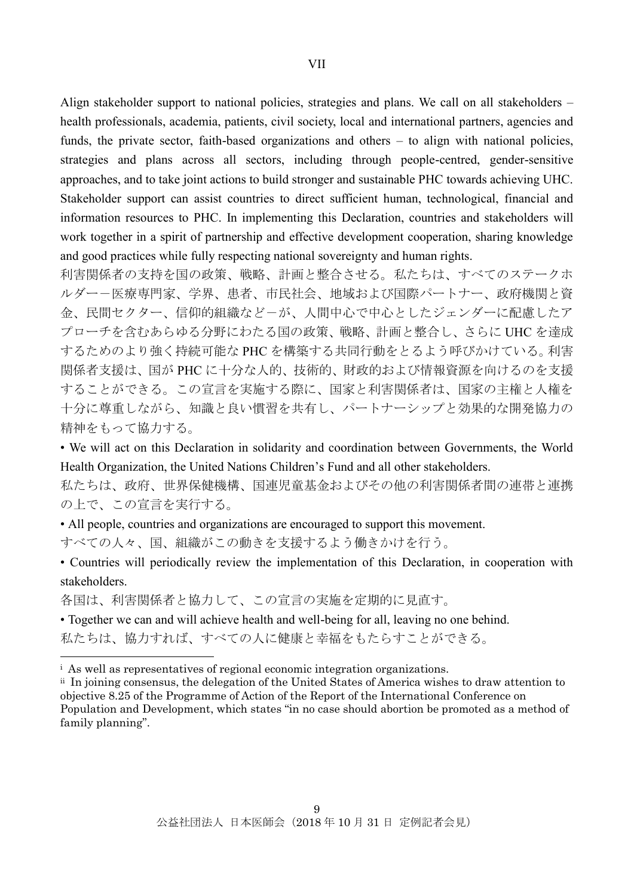## VII

Align stakeholder support to national policies, strategies and plans. We call on all stakeholders – health professionals, academia, patients, civil society, local and international partners, agencies and funds, the private sector, faith-based organizations and others – to align with national policies, strategies and plans across all sectors, including through people-centred, gender-sensitive approaches, and to take joint actions to build stronger and sustainable PHC towards achieving UHC. Stakeholder support can assist countries to direct sufficient human, technological, financial and information resources to PHC. In implementing this Declaration, countries and stakeholders will work together in a spirit of partnership and effective development cooperation, sharing knowledge and good practices while fully respecting national sovereignty and human rights.

利害関係者の支持を国の政策、戦略、計画と整合させる。私たちは、すべてのステークホルダー－医療専門家、学界、患者、市民社会、地域および国際パートナー、政府機関と資金、民間セクター、信仰的組織など－が、人間中心で中心としたジェンダーに配慮したアプローチを含むあらゆる分野にわたる国の政策、戦略、計画と整合し、さらに UHC を達成するためのより強く持続可能な PHC を構築する共同行動をとるよう呼びかけている。利害関係者支援は、国が PHC に十分な人的、技術的、財政的および情報資源を向けるのを支援することができる。この宣言を実施する際に、国家と利害関係者は、国家の主権と人権を十分に尊重しながら、知識と良い慣習を共有し、パートナーシップと効果的な開発協力の精神をもって協力する。

• We will act on this Declaration in solidarity and coordination between Governments, the World Health Organization, the United Nations Children's Fund and all other stakeholders.

私たちは、政府、世界保健機構、国連児童基金およびその他の利害関係者間の連帯と連携の上で、この宣言を実行する。

• All people, countries and organizations are encouraged to support this movement.

すべての人々、国、組織がこの動きを支援するよう働きかけを行う。

• Countries will periodically review the implementation of this Declaration, in cooperation with stakeholders.

各国は、利害関係者と協力して、この宣言の実施を定期的に見直す。

• Together we can and will achieve health and well-being for all, leaving no one behind.

私たちは、協力すれば、すべての人に健康と幸福をもたらすことができる。

---

[i] As well as representatives of regional economic integration organizations.

[ii] In joining consensus, the delegation of the United States of America wishes to draw attention to objective 8.25 of the Programme of Action of the Report of the International Conference on Population and Development, which states "in no case should abortion be promoted as a method of family planning".

公益社団法人 日本医師会（2018 年 10 月 31 日 定例記者会見）